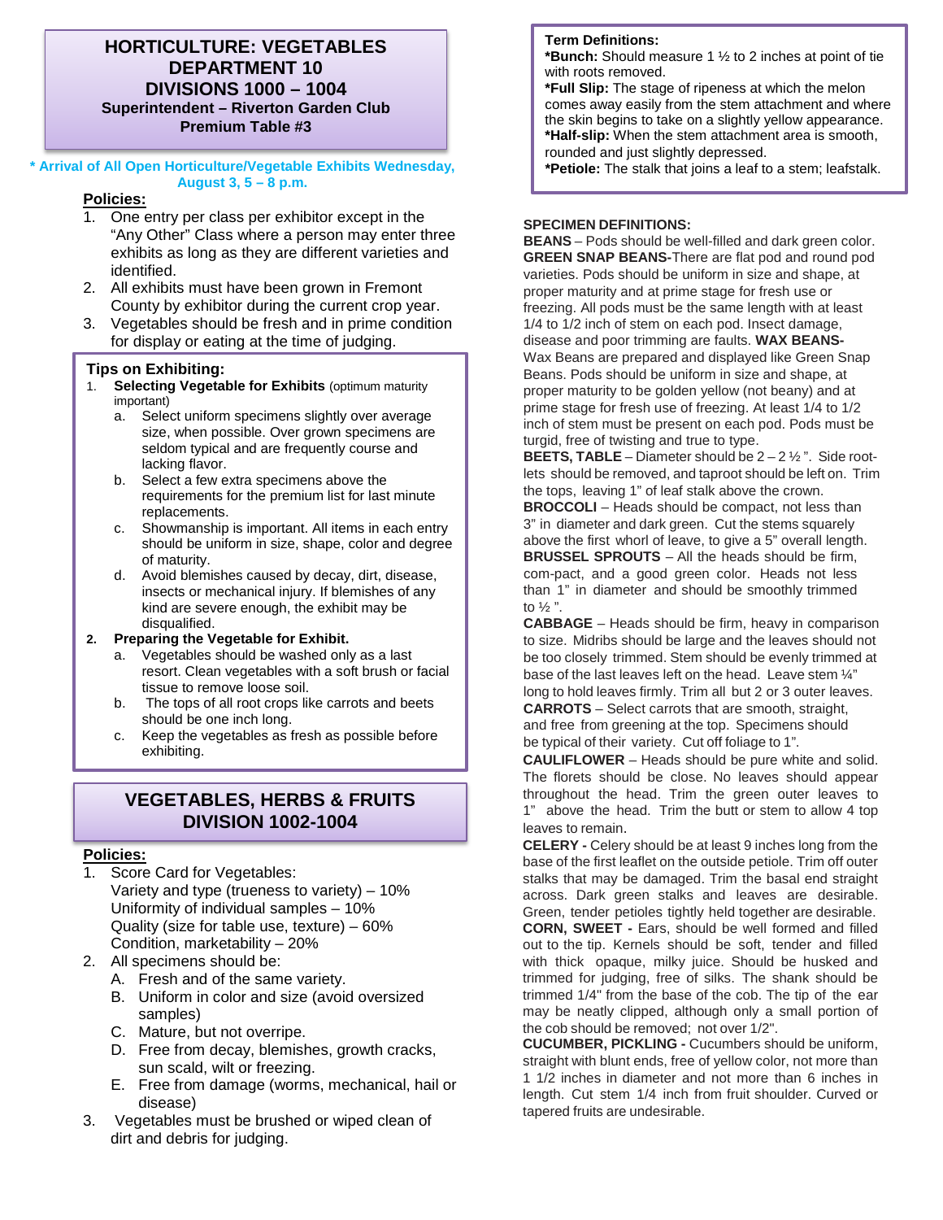# HORTICULTURE: VEGETABLES
## DEPARTMENT 10
## DIVISIONS 1000 – 1004

**Superintendent – Riverton Garden Club**
**Premium Table #3**

**\* Arrival of All Open Horticulture/Vegetable Exhibits Wednesday, August 3, 5 – 8 p.m.**

### Policies:

1. One entry per class per exhibitor except in the "Any Other" Class where a person may enter three exhibits as long as they are different varieties and identified.
2. All exhibits must have been grown in Fremont County by exhibitor during the current crop year.
3. Vegetables should be fresh and in prime condition for display or eating at the time of judging.

### Tips on Exhibiting:

1. **Selecting Vegetable for Exhibits** (optimum maturity important)
   a. Select uniform specimens slightly over average size, when possible. Over grown specimens are seldom typical and are frequently course and lacking flavor.
   b. Select a few extra specimens above the requirements for the premium list for last minute replacements.
   c. Showmanship is important. All items in each entry should be uniform in size, shape, color and degree of maturity.
   d. Avoid blemishes caused by decay, dirt, disease, insects or mechanical injury. If blemishes of any kind are severe enough, the exhibit may be disqualified.
2. **Preparing the Vegetable for Exhibit.**
   a. Vegetables should be washed only as a last resort. Clean vegetables with a soft brush or facial tissue to remove loose soil.
   b. The tops of all root crops like carrots and beets should be one inch long.
   c. Keep the vegetables as fresh as possible before exhibiting.

## VEGETABLES, HERBS & FRUITS DIVISION 1002-1004

### Policies:

1. Score Card for Vegetables:
   Variety and type (trueness to variety) – 10%
   Uniformity of individual samples – 10%
   Quality (size for table use, texture) – 60%
   Condition, marketability – 20%
2. All specimens should be:
   A. Fresh and of the same variety.
   B. Uniform in color and size (avoid oversized samples)
   C. Mature, but not overripe.
   D. Free from decay, blemishes, growth cracks, sun scald, wilt or freezing.
   E. Free from damage (worms, mechanical, hail or disease)
3. Vegetables must be brushed or wiped clean of dirt and debris for judging.

**Term Definitions:**
**\*Bunch:** Should measure 1 ½ to 2 inches at point of tie with roots removed.
**\*Full Slip:** The stage of ripeness at which the melon comes away easily from the stem attachment and where the skin begins to take on a slightly yellow appearance.
**\*Half-slip:** When the stem attachment area is smooth, rounded and just slightly depressed.
**\*Petiole:** The stalk that joins a leaf to a stem; leafstalk.

**SPECIMEN DEFINITIONS:**

**BEANS** – Pods should be well-filled and dark green color. **GREEN SNAP BEANS-**There are flat pod and round pod varieties. Pods should be uniform in size and shape, at proper maturity and at prime stage for fresh use or freezing. All pods must be the same length with at least 1/4 to 1/2 inch of stem on each pod. Insect damage, disease and poor trimming are faults. **WAX BEANS-** Wax Beans are prepared and displayed like Green Snap Beans. Pods should be uniform in size and shape, at proper maturity to be golden yellow (not beany) and at prime stage for fresh use of freezing. At least 1/4 to 1/2 inch of stem must be present on each pod. Pods must be turgid, free of twisting and true to type.

**BEETS, TABLE** – Diameter should be 2 – 2 ½ ". Side root-lets should be removed, and taproot should be left on. Trim the tops, leaving 1" of leaf stalk above the crown.

**BROCCOLI** – Heads should be compact, not less than 3" in diameter and dark green. Cut the stems squarely above the first whorl of leave, to give a 5" overall length.

**BRUSSEL SPROUTS** – All the heads should be firm, com-pact, and a good green color. Heads not less than 1" in diameter and should be smoothly trimmed to ½ ".

**CABBAGE** – Heads should be firm, heavy in comparison to size. Midribs should be large and the leaves should not be too closely trimmed. Stem should be evenly trimmed at base of the last leaves left on the head. Leave stem ¼" long to hold leaves firmly. Trim all but 2 or 3 outer leaves.

**CARROTS** – Select carrots that are smooth, straight, and free from greening at the top. Specimens should be typical of their variety. Cut off foliage to 1".

**CAULIFLOWER** – Heads should be pure white and solid. The florets should be close. No leaves should appear throughout the head. Trim the green outer leaves to 1" above the head. Trim the butt or stem to allow 4 top leaves to remain.

**CELERY -** Celery should be at least 9 inches long from the base of the first leaflet on the outside petiole. Trim off outer stalks that may be damaged. Trim the basal end straight across. Dark green stalks and leaves are desirable. Green, tender petioles tightly held together are desirable.

**CORN, SWEET -** Ears, should be well formed and filled out to the tip. Kernels should be soft, tender and filled with thick opaque, milky juice. Should be husked and trimmed for judging, free of silks. The shank should be trimmed 1/4" from the base of the cob. The tip of the ear may be neatly clipped, although only a small portion of the cob should be removed; not over 1/2".

**CUCUMBER, PICKLING -** Cucumbers should be uniform, straight with blunt ends, free of yellow color, not more than 1 1/2 inches in diameter and not more than 6 inches in length. Cut stem 1/4 inch from fruit shoulder. Curved or tapered fruits are undesirable.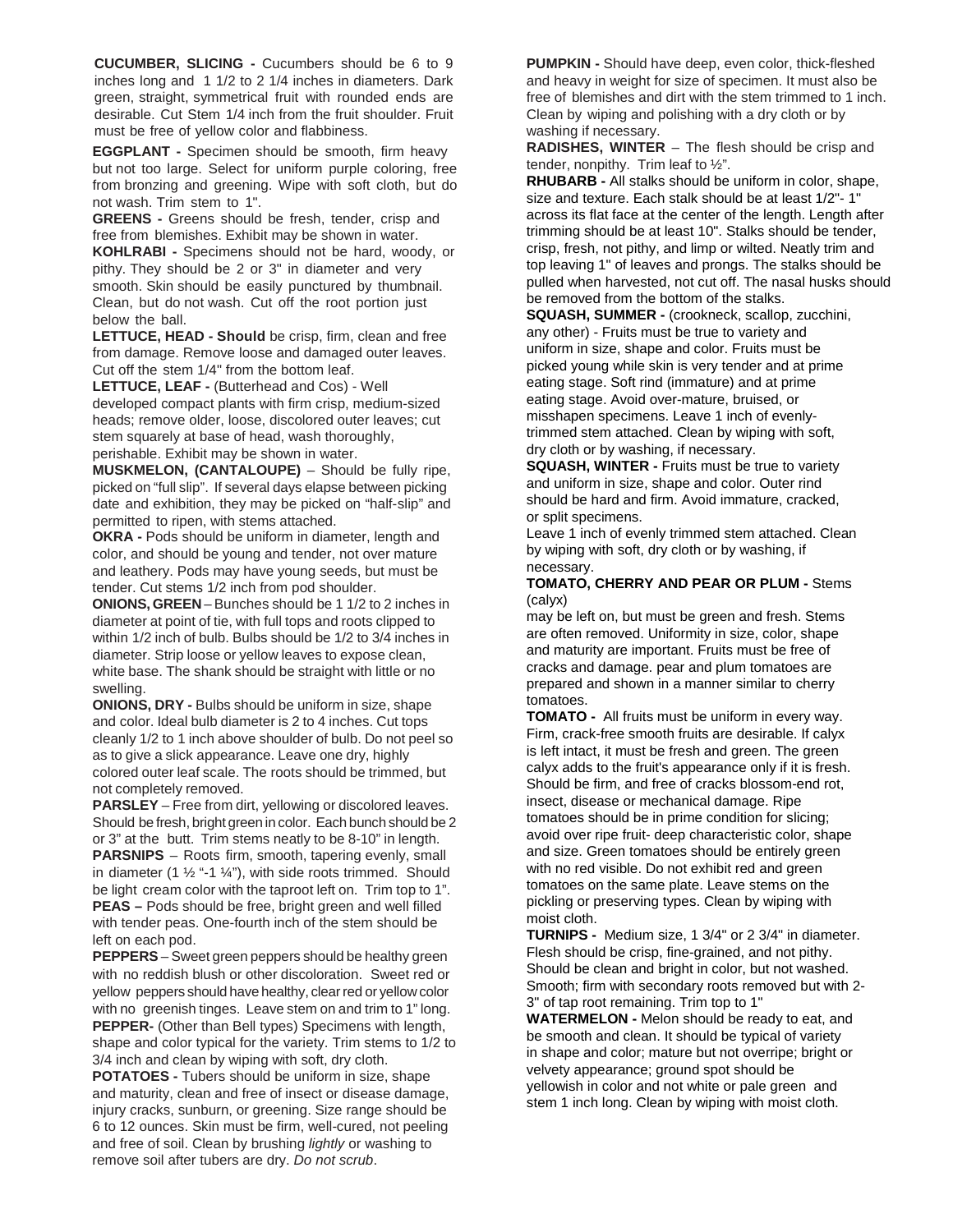**CUCUMBER, SLICING -** Cucumbers should be 6 to 9 inches long and 1 1/2 to 2 1/4 inches in diameters. Dark green, straight, symmetrical fruit with rounded ends are desirable. Cut Stem 1/4 inch from the fruit shoulder. Fruit must be free of yellow color and flabbiness.

**EGGPLANT -** Specimen should be smooth, firm heavy but not too large. Select for uniform purple coloring, free from bronzing and greening. Wipe with soft cloth, but do not wash. Trim stem to 1".

**GREENS -** Greens should be fresh, tender, crisp and free from blemishes. Exhibit may be shown in water.

**KOHLRABI -** Specimens should not be hard, woody, or pithy. They should be 2 or 3" in diameter and very smooth. Skin should be easily punctured by thumbnail. Clean, but do not wash. Cut off the root portion just below the ball.

**LETTUCE, HEAD - Should** be crisp, firm, clean and free from damage. Remove loose and damaged outer leaves. Cut off the stem 1/4" from the bottom leaf.

**LETTUCE, LEAF -** (Butterhead and Cos) - Well developed compact plants with firm crisp, medium-sized heads; remove older, loose, discolored outer leaves; cut stem squarely at base of head, wash thoroughly, perishable. Exhibit may be shown in water.

**MUSKMELON, (CANTALOUPE)** – Should be fully ripe, picked on "full slip". If several days elapse between picking date and exhibition, they may be picked on "half-slip" and permitted to ripen, with stems attached.

**OKRA -** Pods should be uniform in diameter, length and color, and should be young and tender, not over mature and leathery. Pods may have young seeds, but must be tender. Cut stems 1/2 inch from pod shoulder.

**ONIONS, GREEN** – Bunches should be 1 1/2 to 2 inches in diameter at point of tie, with full tops and roots clipped to within 1/2 inch of bulb. Bulbs should be 1/2 to 3/4 inches in diameter. Strip loose or yellow leaves to expose clean, white base. The shank should be straight with little or no swelling.

**ONIONS, DRY -** Bulbs should be uniform in size, shape and color. Ideal bulb diameter is 2 to 4 inches. Cut tops cleanly 1/2 to 1 inch above shoulder of bulb. Do not peel so as to give a slick appearance. Leave one dry, highly colored outer leaf scale. The roots should be trimmed, but not completely removed.

**PARSLEY** – Free from dirt, yellowing or discolored leaves. Should be fresh, bright green in color. Each bunch should be 2 or 3" at the butt. Trim stems neatly to be 8-10" in length.

**PARSNIPS** – Roots firm, smooth, tapering evenly, small in diameter (1 ½ "-1 ¼"), with side roots trimmed. Should be light cream color with the taproot left on. Trim top to 1".

**PEAS –** Pods should be free, bright green and well filled with tender peas. One-fourth inch of the stem should be left on each pod.

**PEPPERS** – Sweet green peppers should be healthy green with no reddish blush or other discoloration. Sweet red or yellow peppers should have healthy, clear red or yellow color with no greenish tinges. Leave stem on and trim to 1" long.

**PEPPER-** (Other than Bell types) Specimens with length, shape and color typical for the variety. Trim stems to 1/2 to 3/4 inch and clean by wiping with soft, dry cloth.

**POTATOES -** Tubers should be uniform in size, shape and maturity, clean and free of insect or disease damage, injury cracks, sunburn, or greening. Size range should be 6 to 12 ounces. Skin must be firm, well-cured, not peeling and free of soil. Clean by brushing *lightly* or washing to remove soil after tubers are dry. *Do not scrub*.

**PUMPKIN -** Should have deep, even color, thick-fleshed and heavy in weight for size of specimen. It must also be free of blemishes and dirt with the stem trimmed to 1 inch. Clean by wiping and polishing with a dry cloth or by washing if necessary.

**RADISHES, WINTER** – The flesh should be crisp and tender, nonpithy. Trim leaf to ½".

**RHUBARB -** All stalks should be uniform in color, shape, size and texture. Each stalk should be at least 1/2"- 1" across its flat face at the center of the length. Length after trimming should be at least 10". Stalks should be tender, crisp, fresh, not pithy, and limp or wilted. Neatly trim and top leaving 1" of leaves and prongs. The stalks should be pulled when harvested, not cut off. The nasal husks should be removed from the bottom of the stalks.

**SQUASH, SUMMER -** (crookneck, scallop, zucchini, any other) - Fruits must be true to variety and uniform in size, shape and color. Fruits must be picked young while skin is very tender and at prime eating stage. Soft rind (immature) and at prime eating stage. Avoid over-mature, bruised, or misshapen specimens. Leave 1 inch of evenly-trimmed stem attached. Clean by wiping with soft, dry cloth or by washing, if necessary.

**SQUASH, WINTER -** Fruits must be true to variety and uniform in size, shape and color. Outer rind should be hard and firm. Avoid immature, cracked, or split specimens.

Leave 1 inch of evenly trimmed stem attached. Clean by wiping with soft, dry cloth or by washing, if necessary.

**TOMATO, CHERRY AND PEAR OR PLUM -** Stems (calyx) may be left on, but must be green and fresh. Stems are often removed. Uniformity in size, color, shape and maturity are important. Fruits must be free of cracks and damage. pear and plum tomatoes are prepared and shown in a manner similar to cherry tomatoes.

**TOMATO -** All fruits must be uniform in every way. Firm, crack-free smooth fruits are desirable. If calyx is left intact, it must be fresh and green. The green calyx adds to the fruit's appearance only if it is fresh. Should be firm, and free of cracks blossom-end rot, insect, disease or mechanical damage. Ripe tomatoes should be in prime condition for slicing; avoid over ripe fruit- deep characteristic color, shape and size. Green tomatoes should be entirely green with no red visible. Do not exhibit red and green tomatoes on the same plate. Leave stems on the pickling or preserving types. Clean by wiping with moist cloth.

**TURNIPS -** Medium size, 1 3/4" or 2 3/4" in diameter. Flesh should be crisp, fine-grained, and not pithy. Should be clean and bright in color, but not washed. Smooth; firm with secondary roots removed but with 2-3" of tap root remaining. Trim top to 1"

**WATERMELON -** Melon should be ready to eat, and be smooth and clean. It should be typical of variety in shape and color; mature but not overripe; bright or velvety appearance; ground spot should be yellowish in color and not white or pale green and stem 1 inch long. Clean by wiping with moist cloth.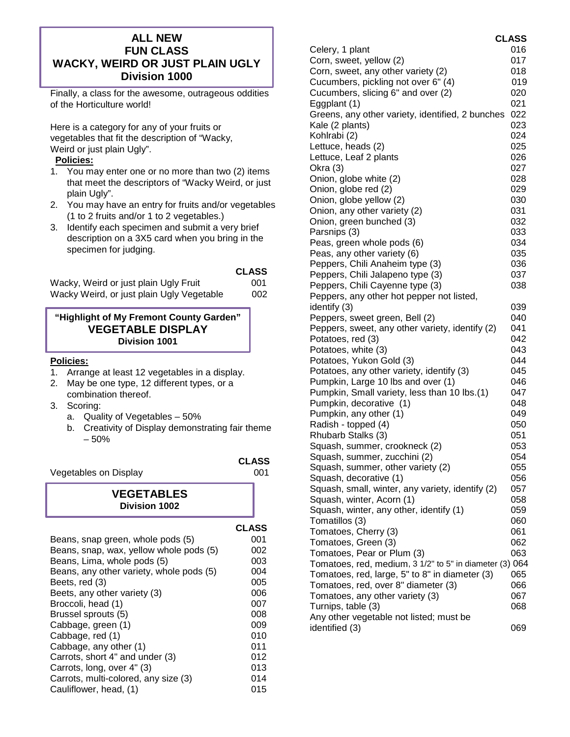## ALL NEW
## FUN CLASS
## WACKY, WEIRD OR JUST PLAIN UGLY
### Division 1000

Finally, a class for the awesome, outrageous oddities of the Horticulture world!

Here is a category for any of your fruits or vegetables that fit the description of "Wacky, Weird or just plain Ugly".

**Policies:**

1. You may enter one or no more than two (2) items that meet the descriptors of "Wacky Weird, or just plain Ugly".
2. You may have an entry for fruits and/or vegetables (1 to 2 fruits and/or 1 to 2 vegetables.)
3. Identify each specimen and submit a very brief description on a 3X5 card when you bring in the specimen for judging.

| | CLASS |
|---|---|
| Wacky, Weird or just plain Ugly Fruit | 001 |
| Wacky Weird, or just plain Ugly Vegetable | 002 |

## "Highlight of My Fremont County Garden"
## VEGETABLE DISPLAY
### Division 1001

**Policies:**

1. Arrange at least 12 vegetables in a display.
2. May be one type, 12 different types, or a combination thereof.
3. Scoring:
   a. Quality of Vegetables – 50%
   b. Creativity of Display demonstrating fair theme – 50%

| | CLASS |
|---|---|
| Vegetables on Display | 001 |

## VEGETABLES
### Division 1002

| | CLASS |
|---|---|
| Beans, snap green, whole pods (5) | 001 |
| Beans, snap, wax, yellow whole pods (5) | 002 |
| Beans, Lima, whole pods (5) | 003 |
| Beans, any other variety, whole pods (5) | 004 |
| Beets, red (3) | 005 |
| Beets, any other variety (3) | 006 |
| Broccoli, head (1) | 007 |
| Brussel sprouts (5) | 008 |
| Cabbage, green (1) | 009 |
| Cabbage, red (1) | 010 |
| Cabbage, any other (1) | 011 |
| Carrots, short 4" and under (3) | 012 |
| Carrots, long, over 4" (3) | 013 |
| Carrots, multi-colored, any size (3) | 014 |
| Cauliflower, head, (1) | 015 |
| Celery, 1 plant | 016 |
| Corn, sweet, yellow (2) | 017 |
| Corn, sweet, any other variety (2) | 018 |
| Cucumbers, pickling not over 6" (4) | 019 |
| Cucumbers, slicing 6" and over (2) | 020 |
| Eggplant (1) | 021 |
| Greens, any other variety, identified, 2 bunches | 022 |
| Kale (2 plants) | 023 |
| Kohlrabi (2) | 024 |
| Lettuce, heads (2) | 025 |
| Lettuce, Leaf 2 plants | 026 |
| Okra (3) | 027 |
| Onion, globe white (2) | 028 |
| Onion, globe red (2) | 029 |
| Onion, globe yellow (2) | 030 |
| Onion, any other variety (2) | 031 |
| Onion, green bunched (3) | 032 |
| Parsnips (3) | 033 |
| Peas, green whole pods (6) | 034 |
| Peas, any other variety (6) | 035 |
| Peppers, Chili Anaheim type (3) | 036 |
| Peppers, Chili Jalapeno type (3) | 037 |
| Peppers, Chili Cayenne type (3) | 038 |
| Peppers, any other hot pepper not listed, identify (3) | 039 |
| Peppers, sweet green, Bell (2) | 040 |
| Peppers, sweet, any other variety, identify (2) | 041 |
| Potatoes, red (3) | 042 |
| Potatoes, white (3) | 043 |
| Potatoes, Yukon Gold (3) | 044 |
| Potatoes, any other variety, identify (3) | 045 |
| Pumpkin, Large 10 lbs and over (1) | 046 |
| Pumpkin, Small variety, less than 10 lbs.(1) | 047 |
| Pumpkin, decorative (1) | 048 |
| Pumpkin, any other (1) | 049 |
| Radish - topped (4) | 050 |
| Rhubarb Stalks (3) | 051 |
| Squash, summer, crookneck (2) | 053 |
| Squash, summer, zucchini (2) | 054 |
| Squash, summer, other variety (2) | 055 |
| Squash, decorative (1) | 056 |
| Squash, small, winter, any variety, identify (2) | 057 |
| Squash, winter, Acorn (1) | 058 |
| Squash, winter, any other, identify (1) | 059 |
| Tomatillos (3) | 060 |
| Tomatoes, Cherry (3) | 061 |
| Tomatoes, Green (3) | 062 |
| Tomatoes, Pear or Plum (3) | 063 |
| Tomatoes, red, medium, 3 1/2" to 5" in diameter (3) | 064 |
| Tomatoes, red, large, 5" to 8" in diameter (3) | 065 |
| Tomatoes, red, over 8" diameter (3) | 066 |
| Tomatoes, any other variety (3) | 067 |
| Turnips, table (3) | 068 |
| Any other vegetable not listed; must be identified (3) | 069 |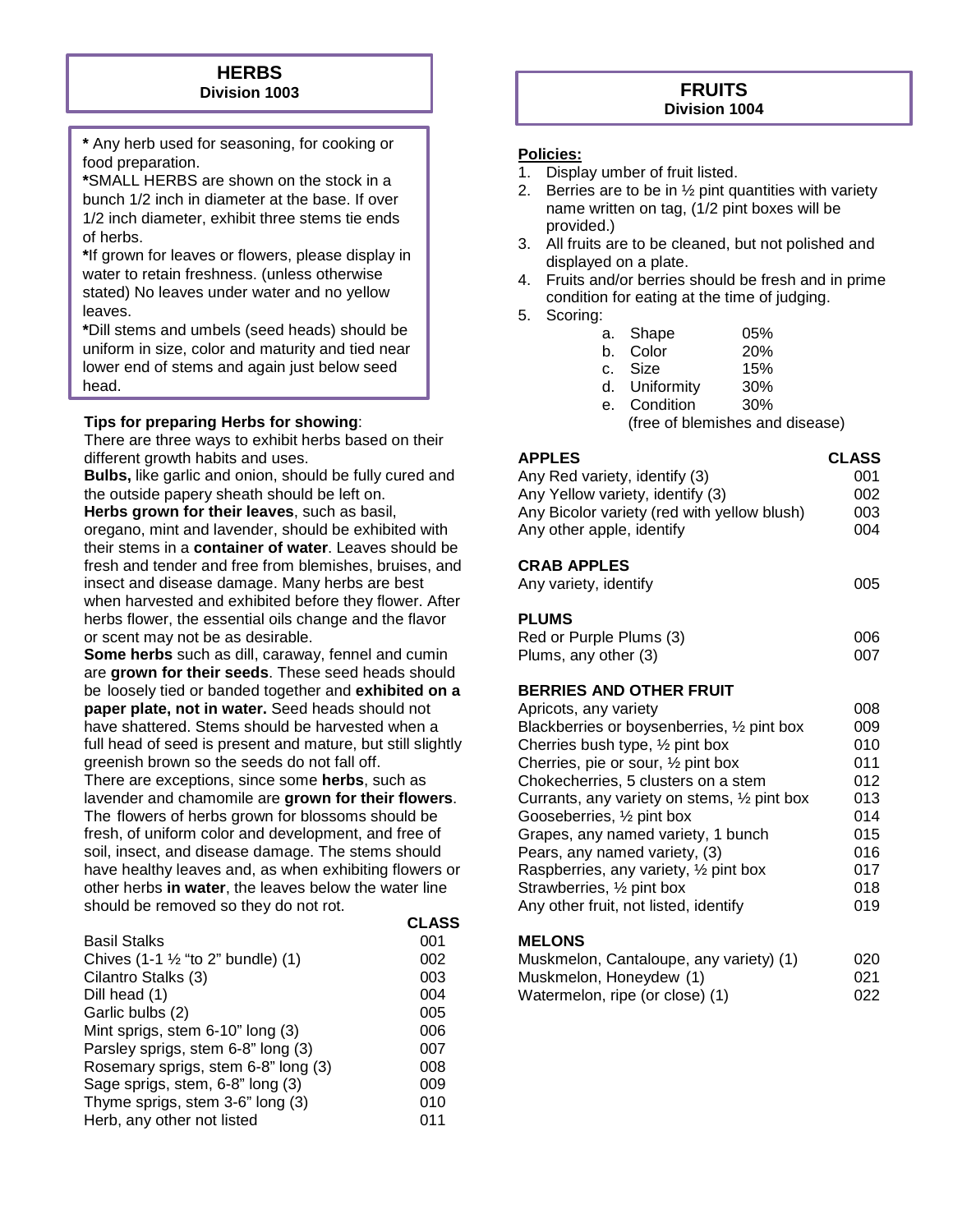## HERBS
**Division 1003**

**\*** Any herb used for seasoning, for cooking or food preparation.
**\***SMALL HERBS are shown on the stock in a bunch 1/2 inch in diameter at the base. If over 1/2 inch diameter, exhibit three stems tie ends of herbs.
**\***If grown for leaves or flowers, please display in water to retain freshness. (unless otherwise stated) No leaves under water and no yellow leaves.
**\***Dill stems and umbels (seed heads) should be uniform in size, color and maturity and tied near lower end of stems and again just below seed head.

**Tips for preparing Herbs for showing**:
There are three ways to exhibit herbs based on their different growth habits and uses.
**Bulbs,** like garlic and onion, should be fully cured and the outside papery sheath should be left on.
**Herbs grown for their leaves**, such as basil, oregano, mint and lavender, should be exhibited with their stems in a **container of water**. Leaves should be fresh and tender and free from blemishes, bruises, and insect and disease damage. Many herbs are best when harvested and exhibited before they flower. After herbs flower, the essential oils change and the flavor or scent may not be as desirable.
**Some herbs** such as dill, caraway, fennel and cumin are **grown for their seeds**. These seed heads should be loosely tied or banded together and **exhibited on a paper plate, not in water.** Seed heads should not have shattered. Stems should be harvested when a full head of seed is present and mature, but still slightly greenish brown so the seeds do not fall off.
There are exceptions, since some **herbs**, such as lavender and chamomile are **grown for their flowers**. The flowers of herbs grown for blossoms should be fresh, of uniform color and development, and free of soil, insect, and disease damage. The stems should have healthy leaves and, as when exhibiting flowers or other herbs **in water**, the leaves below the water line should be removed so they do not rot.

| | **CLASS** |
|---|---|
| Basil Stalks | 001 |
| Chives (1-1 ½ "to 2" bundle) (1) | 002 |
| Cilantro Stalks (3) | 003 |
| Dill head (1) | 004 |
| Garlic bulbs (2) | 005 |
| Mint sprigs, stem 6-10" long (3) | 006 |
| Parsley sprigs, stem 6-8" long (3) | 007 |
| Rosemary sprigs, stem 6-8" long (3) | 008 |
| Sage sprigs, stem, 6-8" long (3) | 009 |
| Thyme sprigs, stem 3-6" long (3) | 010 |
| Herb, any other not listed | 011 |

## FRUITS
**Division 1004**

**Policies:**

1. Display umber of fruit listed.
2. Berries are to be in ½ pint quantities with variety name written on tag, (1/2 pint boxes will be provided.)
3. All fruits are to be cleaned, but not polished and displayed on a plate.
4. Fruits and/or berries should be fresh and in prime condition for eating at the time of judging.
5. Scoring:
   - a. Shape 05%
   - b. Color 20%
   - c. Size 15%
   - d. Uniformity 30%
   - e. Condition 30%
     (free of blemishes and disease)

| **APPLES** | **CLASS** |
|---|---|
| Any Red variety, identify (3) | 001 |
| Any Yellow variety, identify (3) | 002 |
| Any Bicolor variety (red with yellow blush) | 003 |
| Any other apple, identify | 004 |
| **CRAB APPLES** | |
| Any variety, identify | 005 |
| **PLUMS** | |
| Red or Purple Plums (3) | 006 |
| Plums, any other (3) | 007 |
| **BERRIES AND OTHER FRUIT** | |
| Apricots, any variety | 008 |
| Blackberries or boysenberries, ½ pint box | 009 |
| Cherries bush type, ½ pint box | 010 |
| Cherries, pie or sour, ½ pint box | 011 |
| Chokecherries, 5 clusters on a stem | 012 |
| Currants, any variety on stems, ½ pint box | 013 |
| Gooseberries, ½ pint box | 014 |
| Grapes, any named variety, 1 bunch | 015 |
| Pears, any named variety, (3) | 016 |
| Raspberries, any variety, ½ pint box | 017 |
| Strawberries, ½ pint box | 018 |
| Any other fruit, not listed, identify | 019 |
| **MELONS** | |
| Muskmelon, Cantaloupe, any variety) (1) | 020 |
| Muskmelon, Honeydew (1) | 021 |
| Watermelon, ripe (or close) (1) | 022 |